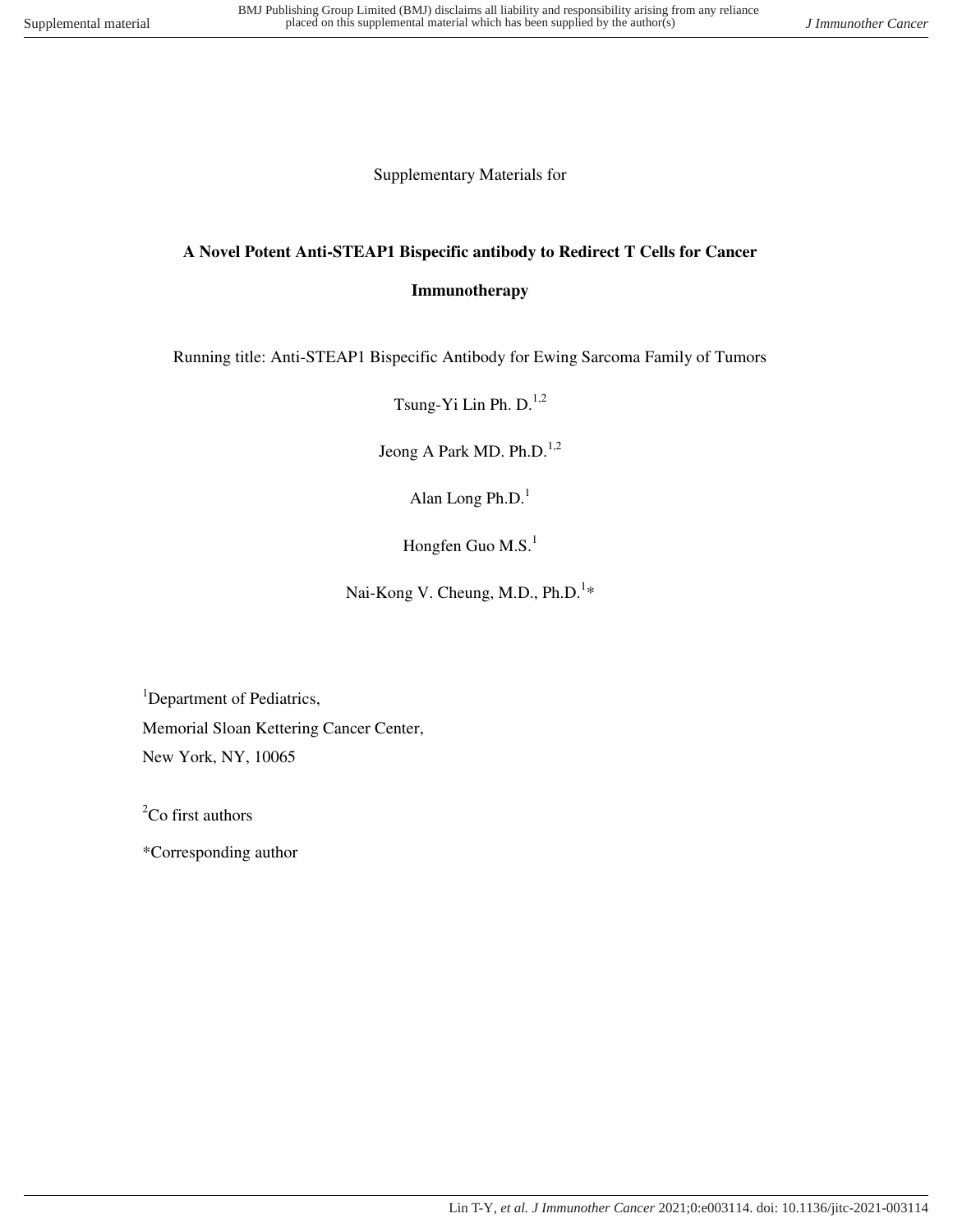Supplementary Materials for

# A Novel Potent Anti-STEAP1 Bispecific antibody to Redirect T Cells for Cancer Immunotherapy

Running title: Anti-STEAP1 Bispecific Antibody for Ewing Sarcoma Family of Tumors

Tsung-Yi Lin Ph. D.[1,2]

Jeong A Park MD. Ph.D.[1,2]

Alan Long Ph.D.[1]

Hongfen Guo M.S.[1]

Nai-Kong V. Cheung, M.D., Ph.D.[1]*

[1]Department of Pediatrics,
Memorial Sloan Kettering Cancer Center,
New York, NY, 10065

[2]Co first authors

*Corresponding author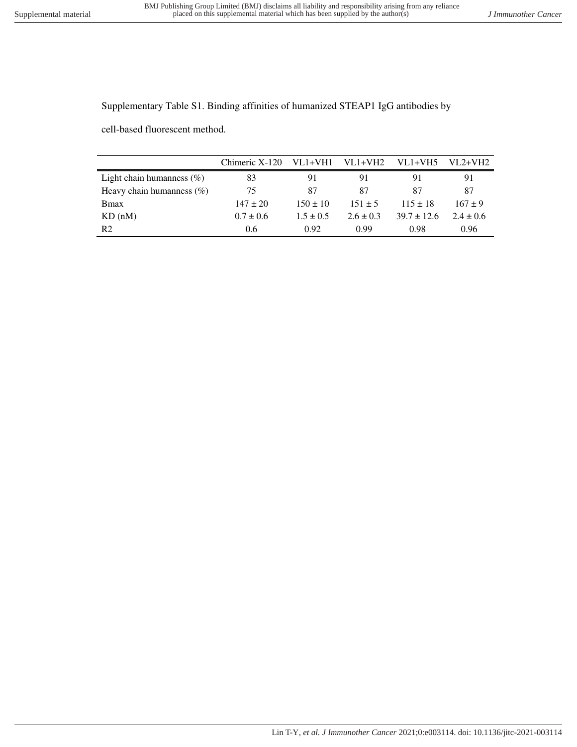Supplementary Table S1. Binding affinities of humanized STEAP1 IgG antibodies by cell-based fluorescent method.

| | Chimeric X-120 | VL1+VH1 | VL1+VH2 | VL1+VH5 | VL2+VH2 |
|---|---|---|---|---|---|
| Light chain humanness (%) | 83 | 91 | 91 | 91 | 91 |
| Heavy chain humanness (%) | 75 | 87 | 87 | 87 | 87 |
| Bmax | 147 ± 20 | 150 ± 10 | 151 ± 5 | 115 ± 18 | 167 ± 9 |
| KD (nM) | 0.7 ± 0.6 | 1.5 ± 0.5 | 2.6 ± 0.3 | 39.7 ± 12.6 | 2.4 ± 0.6 |
| R2 | 0.6 | 0.92 | 0.99 | 0.98 | 0.96 |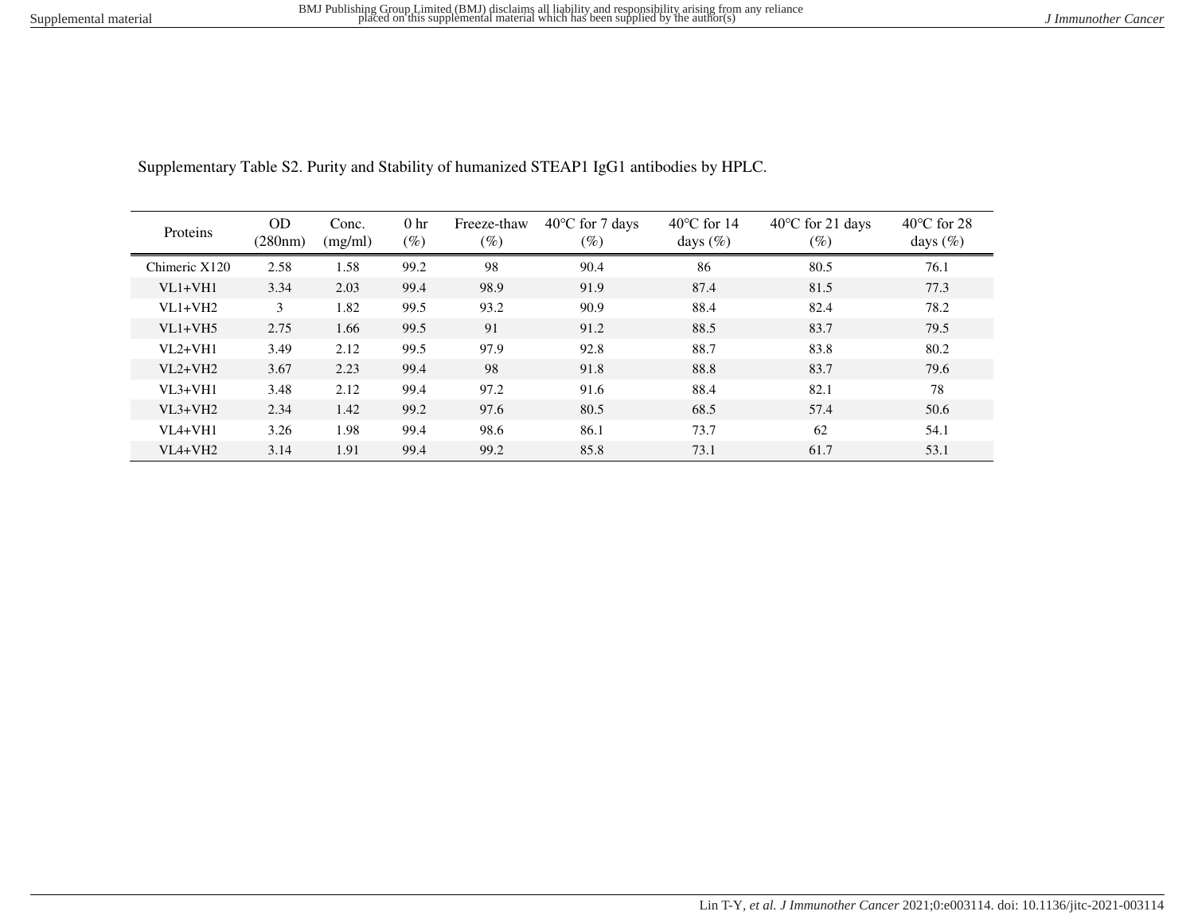Supplementary Table S2. Purity and Stability of humanized STEAP1 IgG1 antibodies by HPLC.

| Proteins | OD (280nm) | Conc. (mg/ml) | 0 hr (%) | Freeze-thaw (%) | 40°C for 7 days (%) | 40°C for 14 days (%) | 40°C for 21 days (%) | 40°C for 28 days (%) |
|---|---|---|---|---|---|---|---|---|
| Chimeric X120 | 2.58 | 1.58 | 99.2 | 98 | 90.4 | 86 | 80.5 | 76.1 |
| VL1+VH1 | 3.34 | 2.03 | 99.4 | 98.9 | 91.9 | 87.4 | 81.5 | 77.3 |
| VL1+VH2 | 3 | 1.82 | 99.5 | 93.2 | 90.9 | 88.4 | 82.4 | 78.2 |
| VL1+VH5 | 2.75 | 1.66 | 99.5 | 91 | 91.2 | 88.5 | 83.7 | 79.5 |
| VL2+VH1 | 3.49 | 2.12 | 99.5 | 97.9 | 92.8 | 88.7 | 83.8 | 80.2 |
| VL2+VH2 | 3.67 | 2.23 | 99.4 | 98 | 91.8 | 88.8 | 83.7 | 79.6 |
| VL3+VH1 | 3.48 | 2.12 | 99.4 | 97.2 | 91.6 | 88.4 | 82.1 | 78 |
| VL3+VH2 | 2.34 | 1.42 | 99.2 | 97.6 | 80.5 | 68.5 | 57.4 | 50.6 |
| VL4+VH1 | 3.26 | 1.98 | 99.4 | 98.6 | 86.1 | 73.7 | 62 | 54.1 |
| VL4+VH2 | 3.14 | 1.91 | 99.4 | 99.2 | 85.8 | 73.1 | 61.7 | 53.1 |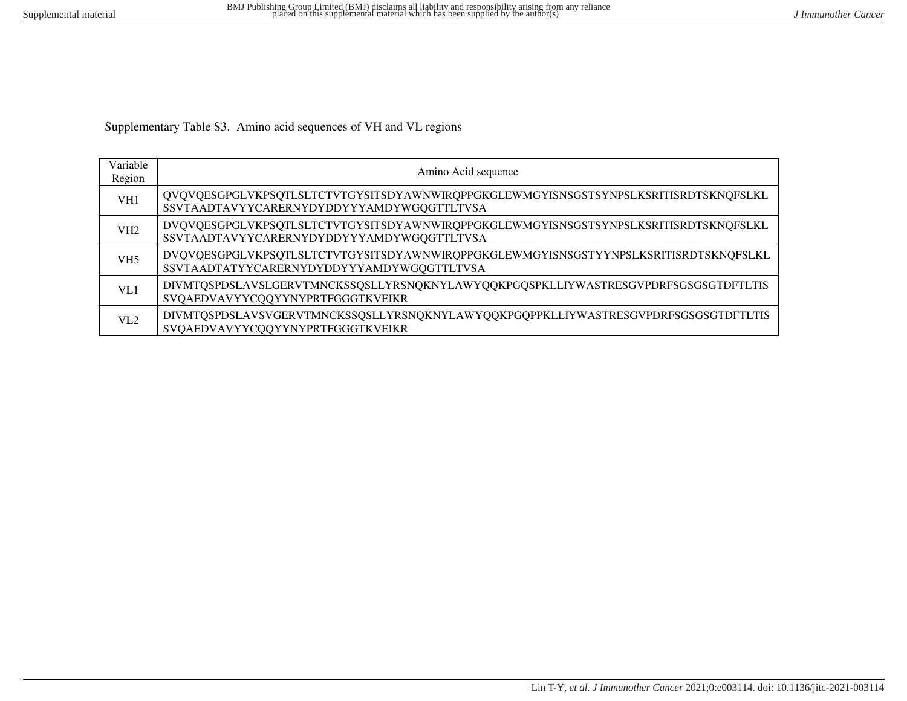Supplementary Table S3. Amino acid sequences of VH and VL regions

| Variable Region | Amino Acid sequence |
|---|---|
| VH1 | QVQVQESGPGLVKPSQTLSLTCTVTGYSITSDYAWNWIRQPPGKGLEWMGYISNSGSTSYNPSLKSRITISRDTSKNQFSLKL SSVTAADTAVYYCARERNYDYDDYYYAMDYWGQGTTLTVSA |
| VH2 | DVQVQESGPGLVKPSQTLSLTCTVTGYSITSDYAWNWIRQPPGKGLEWMGYISNSGSTSYNPSLKSRITISRDTSKNQFSLKL SSVTAADTAVYYCARERNYDYDDYYYAMDYWGQGTTLTVSA |
| VH5 | DVQVQESGPGLVKPSQTLSLTCTVTGYSITSDYAWNWIRQPPGKGLEWMGYISNSGSTYYNPSLKSRITISRDTSKNQFSLKL SSVTAADTATYYCARERNYDYDDYYYAMDYWGQGTTLTVSA |
| VL1 | DIVMTQSPDSLAVSLGERVTMNCKSSQSLLYRSNQKNYLAWYQQKPGQSPKLLIYWASTRESGVPDRFSGSGSGTDFTLTIS SVQAEDVAVYYCQQYYNYPRTFGGGTKVEIKR |
| VL2 | DIVMTQSPDSLAVSVGERVTMNCKSSQSLLYRSNQKNYLAWYQQKPGQPPKLLIYWASTRESGVPDRFSGSGSGTDFTLTIS SVQAEDVAVYYCQQYYNYPRTFGGGTKVEIKR |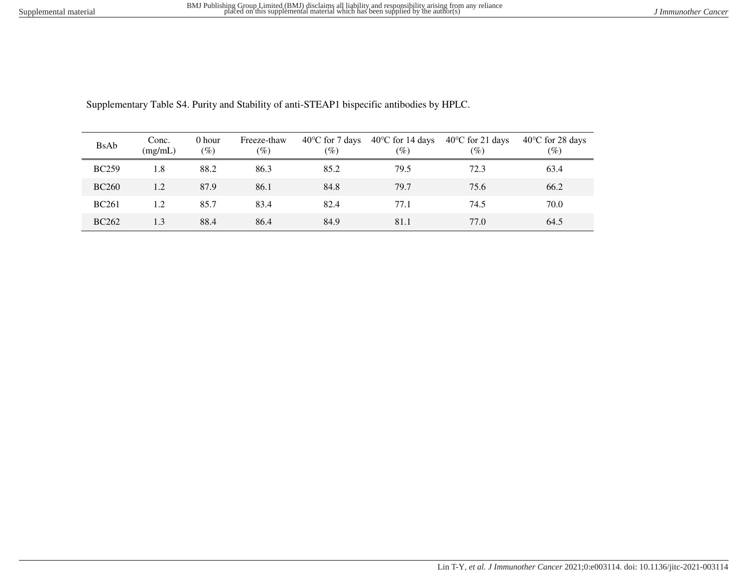Supplementary Table S4. Purity and Stability of anti-STEAP1 bispecific antibodies by HPLC.

| BsAb | Conc. (mg/mL) | 0 hour (%) | Freeze-thaw (%) | 40°C for 7 days (%) | 40°C for 14 days (%) | 40°C for 21 days (%) | 40°C for 28 days (%) |
|---|---|---|---|---|---|---|---|
| BC259 | 1.8 | 88.2 | 86.3 | 85.2 | 79.5 | 72.3 | 63.4 |
| BC260 | 1.2 | 87.9 | 86.1 | 84.8 | 79.7 | 75.6 | 66.2 |
| BC261 | 1.2 | 85.7 | 83.4 | 82.4 | 77.1 | 74.5 | 70.0 |
| BC262 | 1.3 | 88.4 | 86.4 | 84.9 | 81.1 | 77.0 | 64.5 |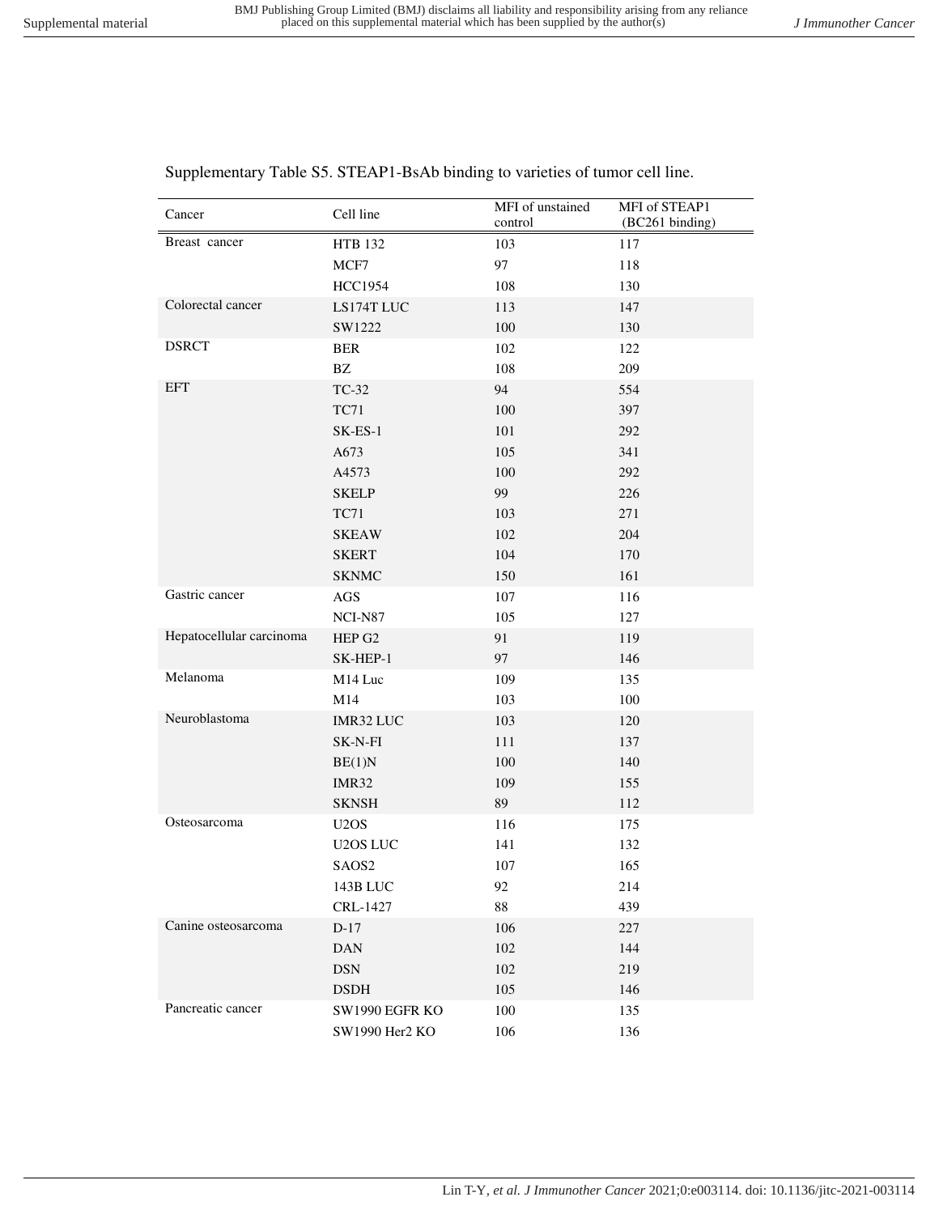Supplementary Table S5. STEAP1-BsAb binding to varieties of tumor cell line.

| Cancer | Cell line | MFI of unstained control | MFI of STEAP1 (BC261 binding) |
|---|---|---|---|
| Breast cancer | HTB 132 | 103 | 117 |
| | MCF7 | 97 | 118 |
| | HCC1954 | 108 | 130 |
| Colorectal cancer | LS174T LUC | 113 | 147 |
| | SW1222 | 100 | 130 |
| DSRCT | BER | 102 | 122 |
| | BZ | 108 | 209 |
| EFT | TC-32 | 94 | 554 |
| | TC71 | 100 | 397 |
| | SK-ES-1 | 101 | 292 |
| | A673 | 105 | 341 |
| | A4573 | 100 | 292 |
| | SKELP | 99 | 226 |
| | TC71 | 103 | 271 |
| | SKEAW | 102 | 204 |
| | SKERT | 104 | 170 |
| | SKNMC | 150 | 161 |
| Gastric cancer | AGS | 107 | 116 |
| | NCI-N87 | 105 | 127 |
| Hepatocellular carcinoma | HEP G2 | 91 | 119 |
| | SK-HEP-1 | 97 | 146 |
| Melanoma | M14 Luc | 109 | 135 |
| | M14 | 103 | 100 |
| Neuroblastoma | IMR32 LUC | 103 | 120 |
| | SK-N-FI | 111 | 137 |
| | BE(1)N | 100 | 140 |
| | IMR32 | 109 | 155 |
| | SKNSH | 89 | 112 |
| Osteosarcoma | U2OS | 116 | 175 |
| | U2OS LUC | 141 | 132 |
| | SAOS2 | 107 | 165 |
| | 143B LUC | 92 | 214 |
| | CRL-1427 | 88 | 439 |
| Canine osteosarcoma | D-17 | 106 | 227 |
| | DAN | 102 | 144 |
| | DSN | 102 | 219 |
| | DSDH | 105 | 146 |
| Pancreatic cancer | SW1990 EGFR KO | 100 | 135 |
| | SW1990 Her2 KO | 106 | 136 |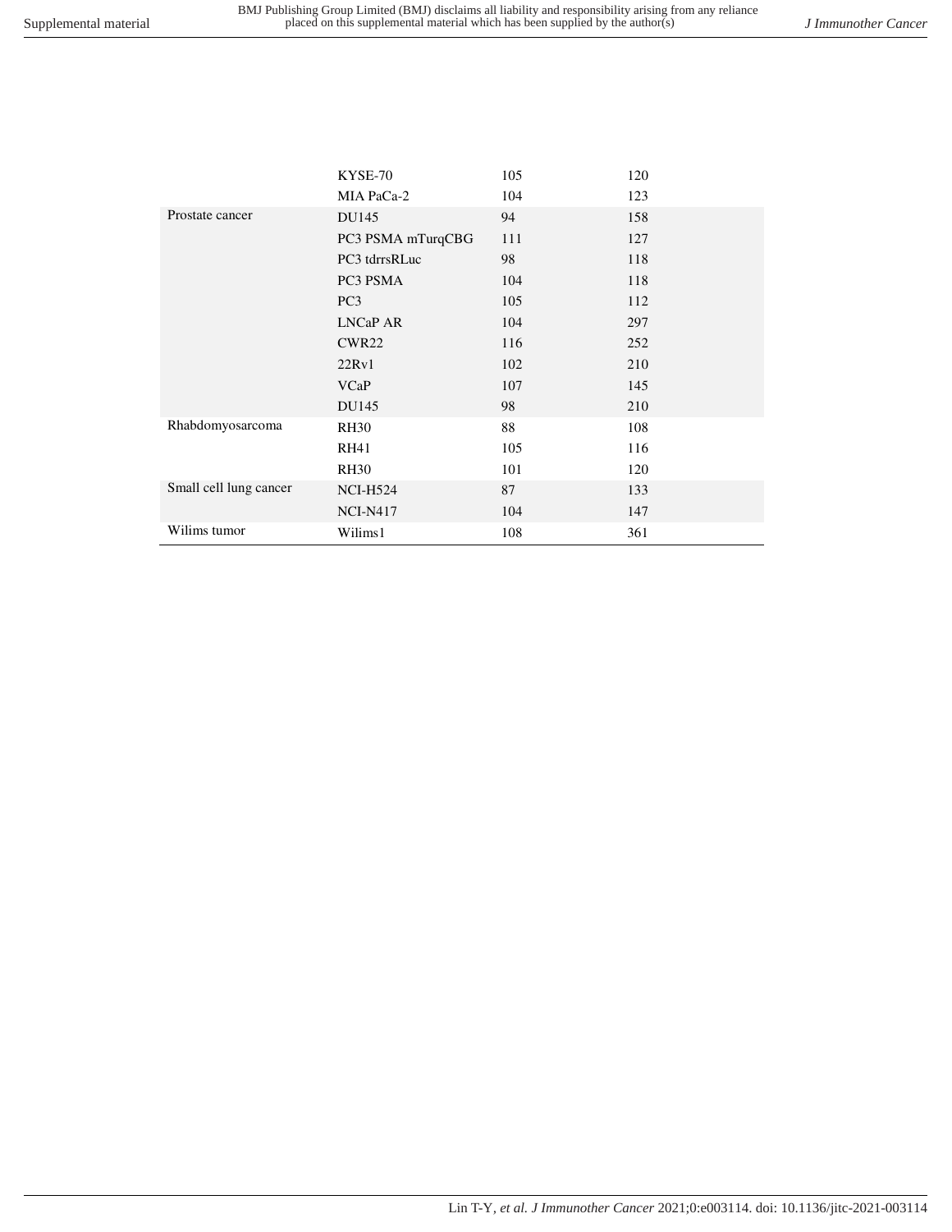| | | | |
|---|---|---|---|
| | KYSE-70 | 105 | 120 |
| | MIA PaCa-2 | 104 | 123 |
| Prostate cancer | DU145 | 94 | 158 |
| | PC3 PSMA mTurqCBG | 111 | 127 |
| | PC3 tdrrsRLuc | 98 | 118 |
| | PC3 PSMA | 104 | 118 |
| | PC3 | 105 | 112 |
| | LNCaP AR | 104 | 297 |
| | CWR22 | 116 | 252 |
| | 22Rv1 | 102 | 210 |
| | VCaP | 107 | 145 |
| | DU145 | 98 | 210 |
| Rhabdomyosarcoma | RH30 | 88 | 108 |
| | RH41 | 105 | 116 |
| | RH30 | 101 | 120 |
| Small cell lung cancer | NCI-H524 | 87 | 133 |
| | NCI-N417 | 104 | 147 |
| Wilims tumor | Wilims1 | 108 | 361 |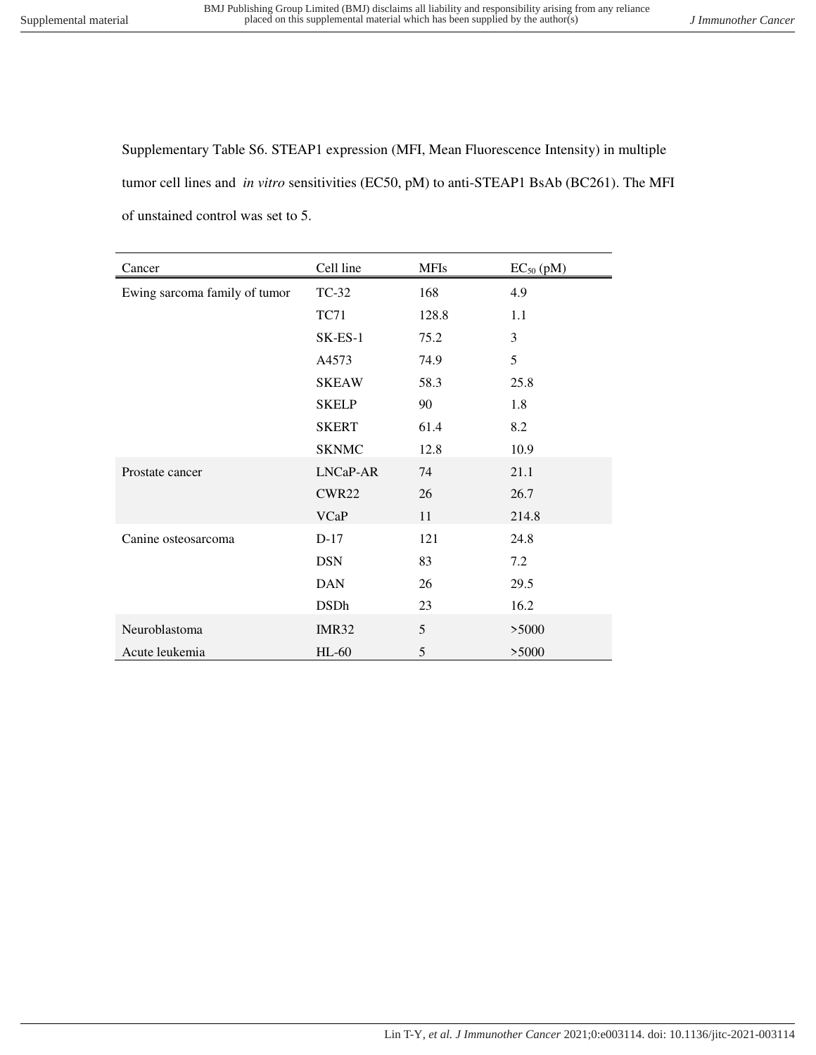Supplementary Table S6. STEAP1 expression (MFI, Mean Fluorescence Intensity) in multiple tumor cell lines and *in vitro* sensitivities (EC50, pM) to anti-STEAP1 BsAb (BC261). The MFI of unstained control was set to 5.

| Cancer | Cell line | MFIs | $EC_{50}$ (pM) |
|---|---|---|---|
| Ewing sarcoma family of tumor | TC-32 | 168 | 4.9 |
| | TC71 | 128.8 | 1.1 |
| | SK-ES-1 | 75.2 | 3 |
| | A4573 | 74.9 | 5 |
| | SKEAW | 58.3 | 25.8 |
| | SKELP | 90 | 1.8 |
| | SKERT | 61.4 | 8.2 |
| | SKNMC | 12.8 | 10.9 |
| Prostate cancer | LNCaP-AR | 74 | 21.1 |
| | CWR22 | 26 | 26.7 |
| | VCaP | 11 | 214.8 |
| Canine osteosarcoma | D-17 | 121 | 24.8 |
| | DSN | 83 | 7.2 |
| | DAN | 26 | 29.5 |
| | DSDh | 23 | 16.2 |
| Neuroblastoma | IMR32 | 5 | >5000 |
| Acute leukemia | HL-60 | 5 | >5000 |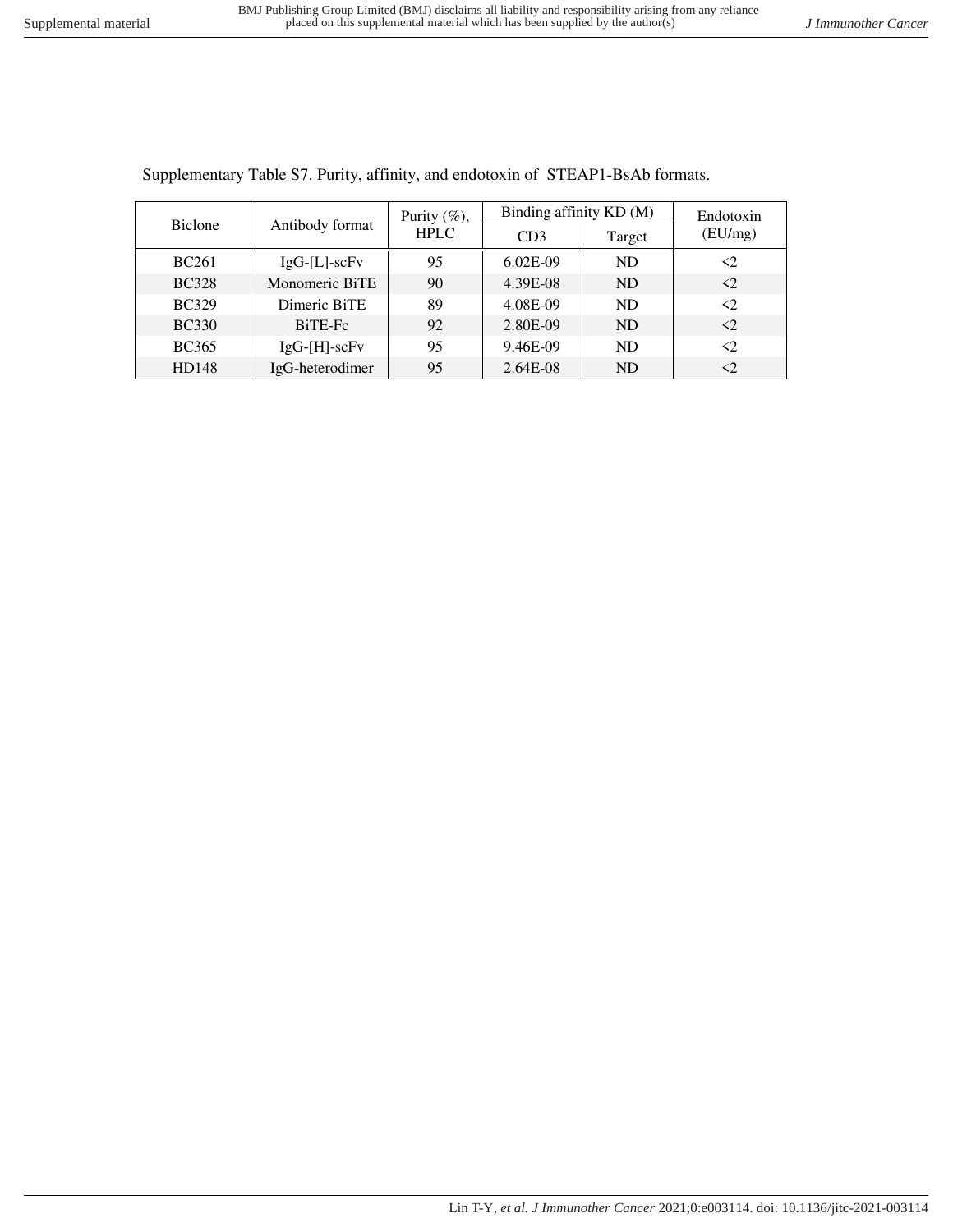Supplementary Table S7. Purity, affinity, and endotoxin of STEAP1-BsAb formats.

| Biclone | Antibody format | Purity (%), HPLC | Binding affinity KD (M) | | Endotoxin (EU/mg) |
|---|---|---|---|---|---|
| | | | CD3 | Target | |
| BC261 | IgG-[L]-scFv | 95 | 6.02E-09 | ND | <2 |
| BC328 | Monomeric BiTE | 90 | 4.39E-08 | ND | <2 |
| BC329 | Dimeric BiTE | 89 | 4.08E-09 | ND | <2 |
| BC330 | BiTE-Fc | 92 | 2.80E-09 | ND | <2 |
| BC365 | IgG-[H]-scFv | 95 | 9.46E-09 | ND | <2 |
| HD148 | IgG-heterodimer | 95 | 2.64E-08 | ND | <2 |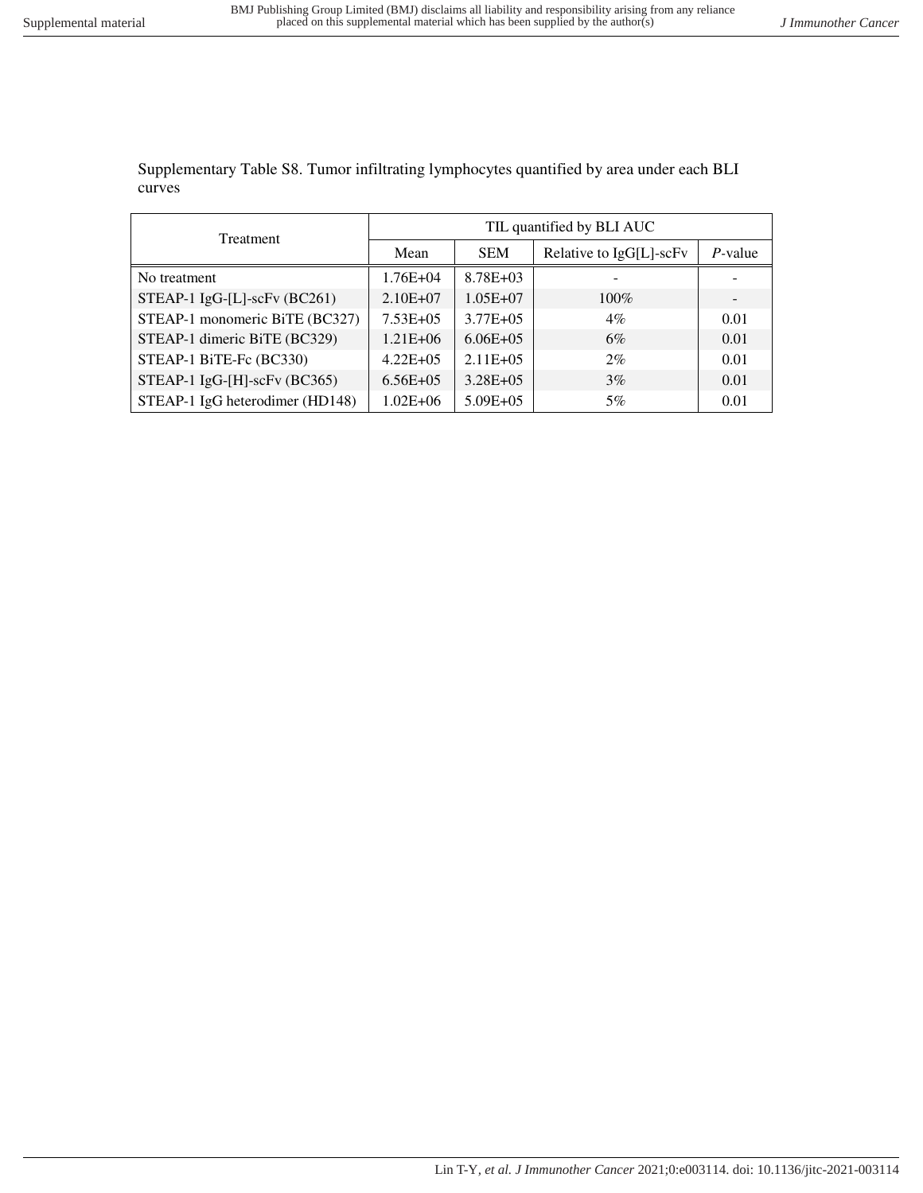Supplementary Table S8. Tumor infiltrating lymphocytes quantified by area under each BLI curves

| Treatment | TIL quantified by BLI AUC | | | |
|---|---|---|---|---|
| | Mean | SEM | Relative to IgG[L]-scFv | *P*-value |
| No treatment | 1.76E+04 | 8.78E+03 | - | - |
| STEAP-1 IgG-[L]-scFv (BC261) | 2.10E+07 | 1.05E+07 | 100% | - |
| STEAP-1 monomeric BiTE (BC327) | 7.53E+05 | 3.77E+05 | 4% | 0.01 |
| STEAP-1 dimeric BiTE (BC329) | 1.21E+06 | 6.06E+05 | 6% | 0.01 |
| STEAP-1 BiTE-Fc (BC330) | 4.22E+05 | 2.11E+05 | 2% | 0.01 |
| STEAP-1 IgG-[H]-scFv (BC365) | 6.56E+05 | 3.28E+05 | 3% | 0.01 |
| STEAP-1 IgG heterodimer (HD148) | 1.02E+06 | 5.09E+05 | 5% | 0.01 |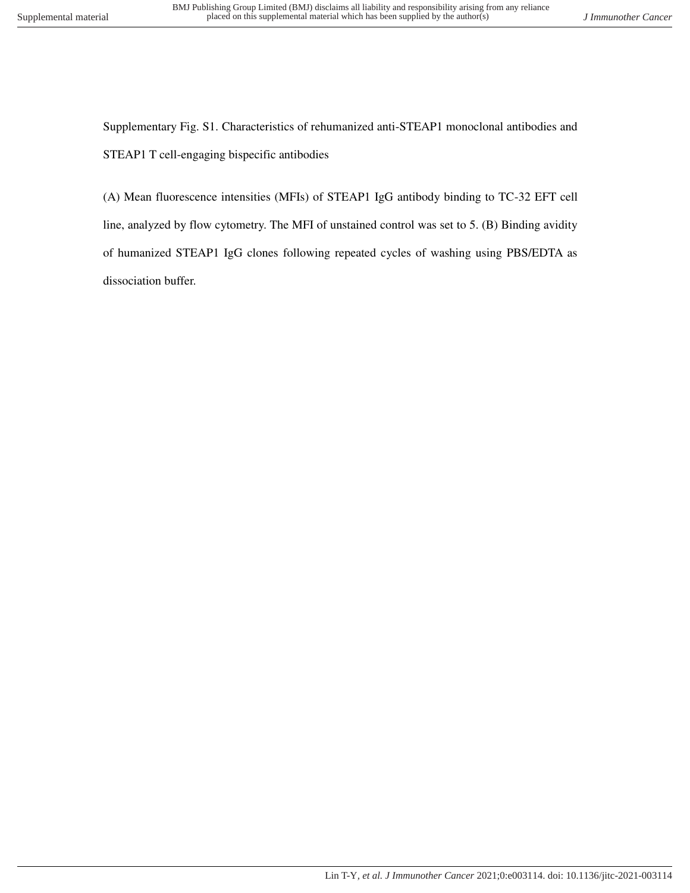Supplementary Fig. S1. Characteristics of rehumanized anti-STEAP1 monoclonal antibodies and STEAP1 T cell-engaging bispecific antibodies

(A) Mean fluorescence intensities (MFIs) of STEAP1 IgG antibody binding to TC-32 EFT cell line, analyzed by flow cytometry. The MFI of unstained control was set to 5. (B) Binding avidity of humanized STEAP1 IgG clones following repeated cycles of washing using PBS/EDTA as dissociation buffer.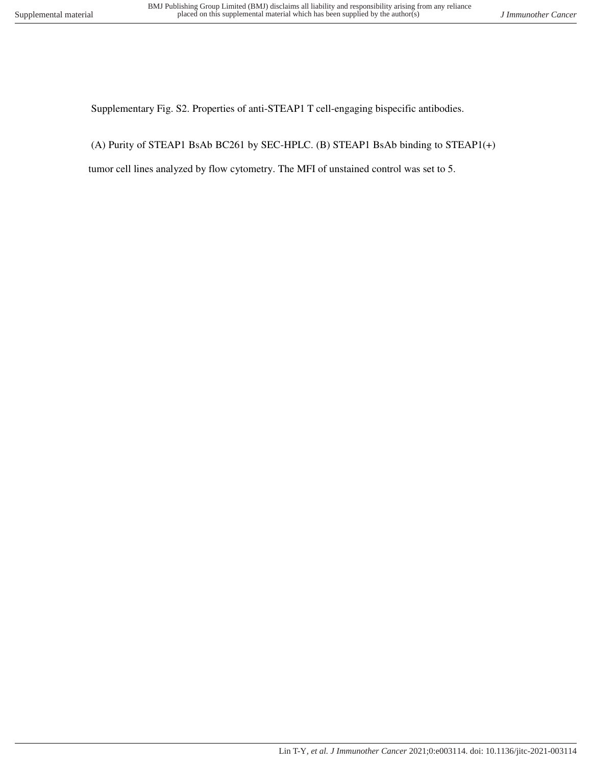Supplementary Fig. S2. Properties of anti-STEAP1 T cell-engaging bispecific antibodies.

(A) Purity of STEAP1 BsAb BC261 by SEC-HPLC. (B) STEAP1 BsAb binding to STEAP1(+) tumor cell lines analyzed by flow cytometry. The MFI of unstained control was set to 5.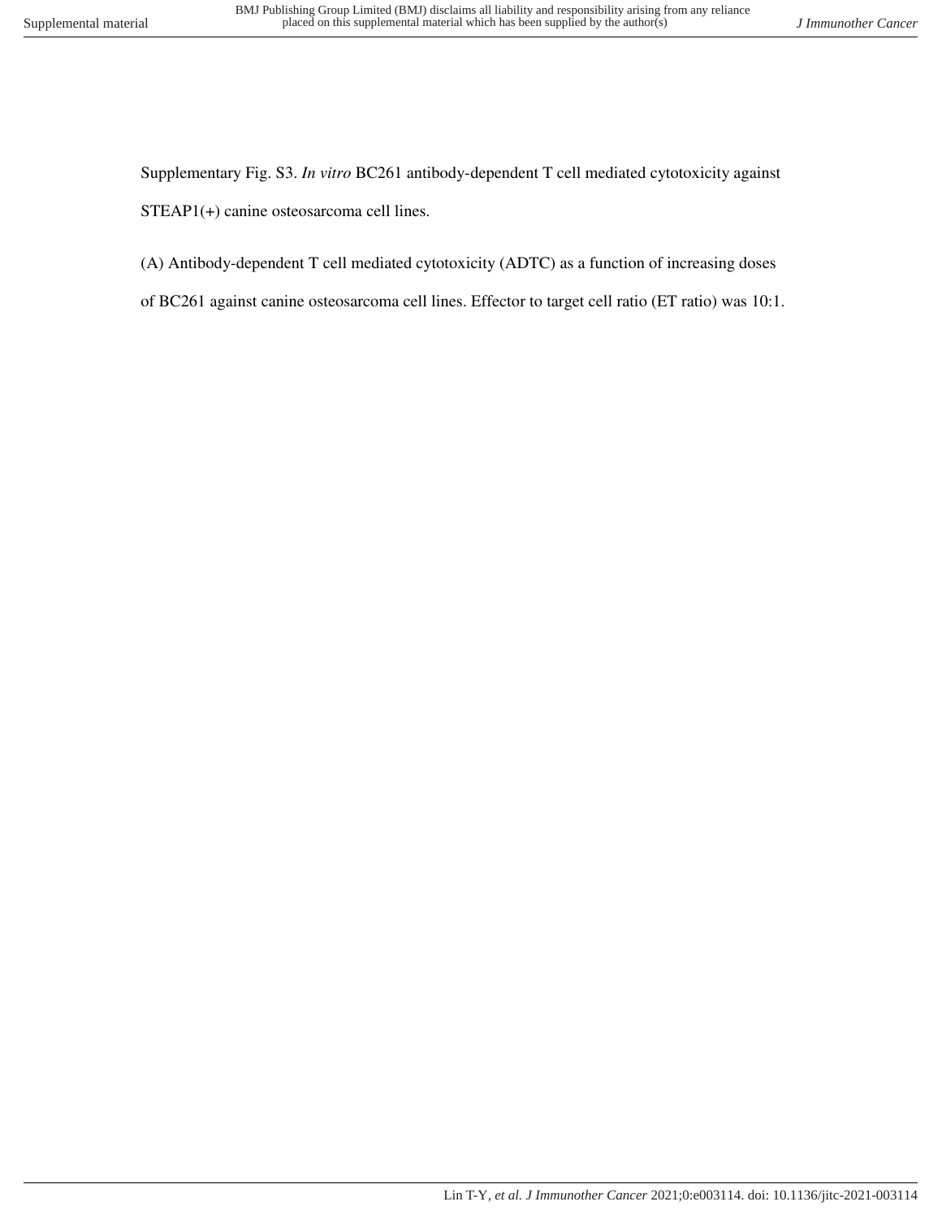Supplementary Fig. S3. *In vitro* BC261 antibody-dependent T cell mediated cytotoxicity against STEAP1(+) canine osteosarcoma cell lines.

(A) Antibody-dependent T cell mediated cytotoxicity (ADTC) as a function of increasing doses of BC261 against canine osteosarcoma cell lines. Effector to target cell ratio (ET ratio) was 10:1.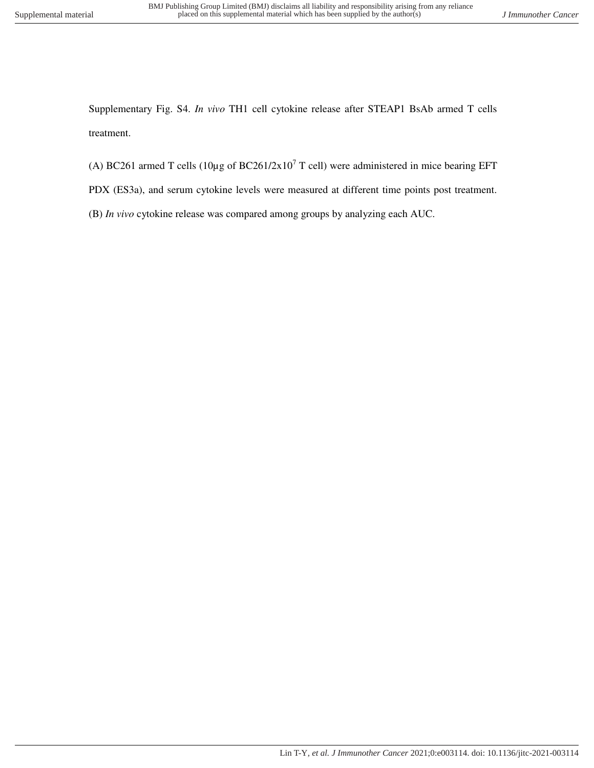Supplementary Fig. S4. *In vivo* TH1 cell cytokine release after STEAP1 BsAb armed T cells treatment.

(A) BC261 armed T cells (10μg of BC261/2x$10^7$ T cell) were administered in mice bearing EFT PDX (ES3a), and serum cytokine levels were measured at different time points post treatment. (B) *In vivo* cytokine release was compared among groups by analyzing each AUC.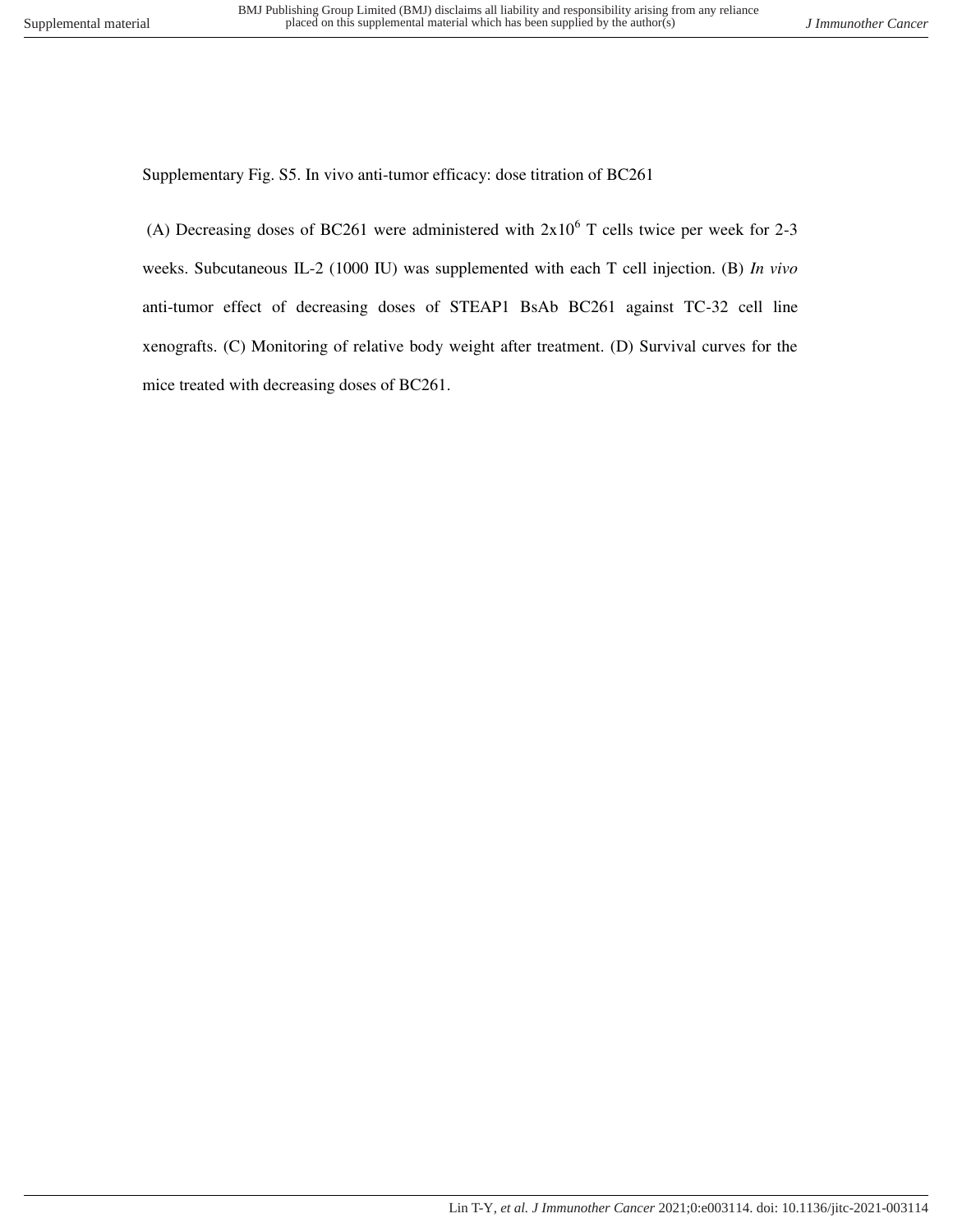Supplementary Fig. S5. In vivo anti-tumor efficacy: dose titration of BC261

(A) Decreasing doses of BC261 were administered with $2x10^6$ T cells twice per week for 2-3 weeks. Subcutaneous IL-2 (1000 IU) was supplemented with each T cell injection. (B) *In vivo* anti-tumor effect of decreasing doses of STEAP1 BsAb BC261 against TC-32 cell line xenografts. (C) Monitoring of relative body weight after treatment. (D) Survival curves for the mice treated with decreasing doses of BC261.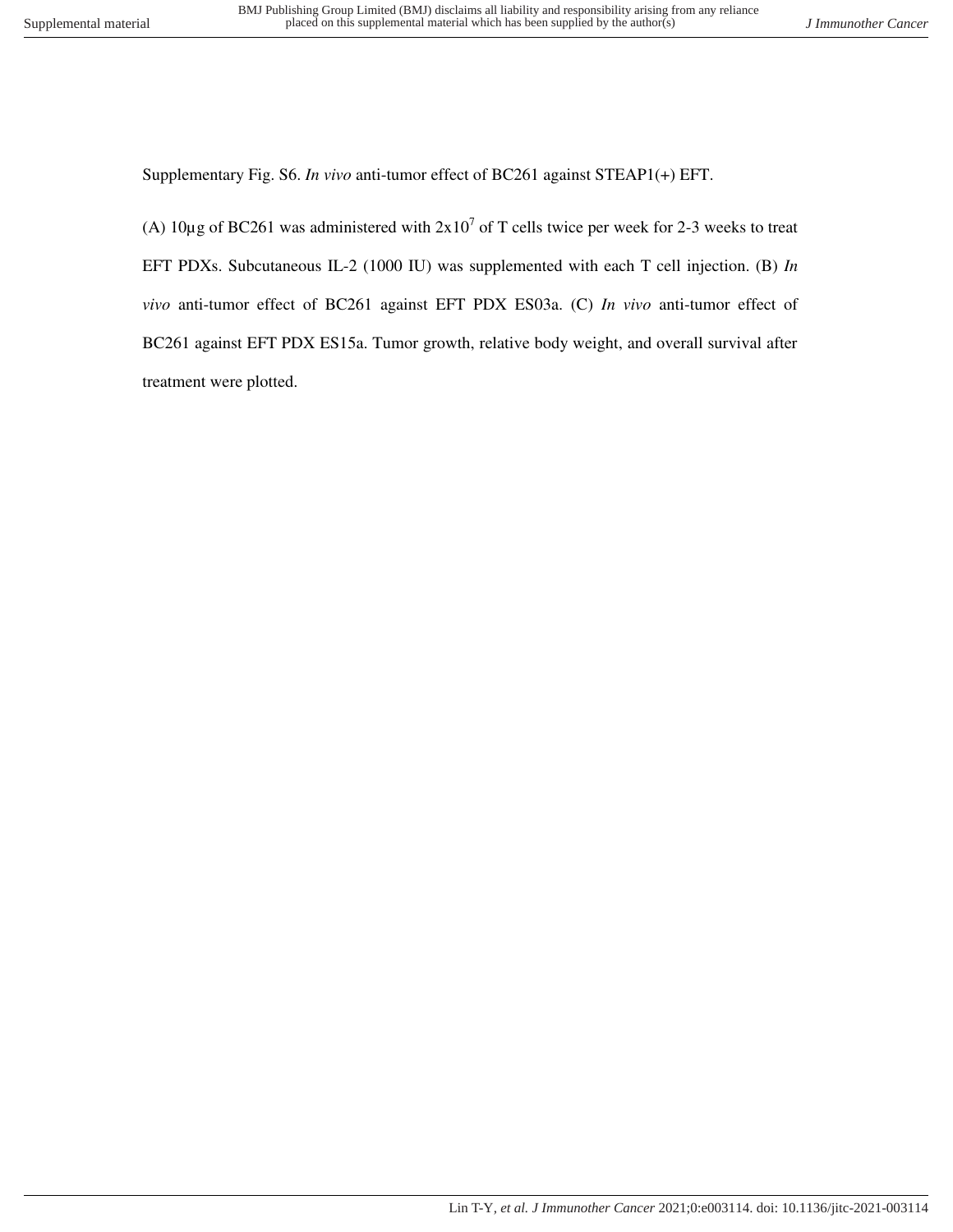Supplementary Fig. S6. *In vivo* anti-tumor effect of BC261 against STEAP1(+) EFT.

(A) 10µg of BC261 was administered with $2x10^7$ of T cells twice per week for 2-3 weeks to treat EFT PDXs. Subcutaneous IL-2 (1000 IU) was supplemented with each T cell injection. (B) *In vivo* anti-tumor effect of BC261 against EFT PDX ES03a. (C) *In vivo* anti-tumor effect of BC261 against EFT PDX ES15a. Tumor growth, relative body weight, and overall survival after treatment were plotted.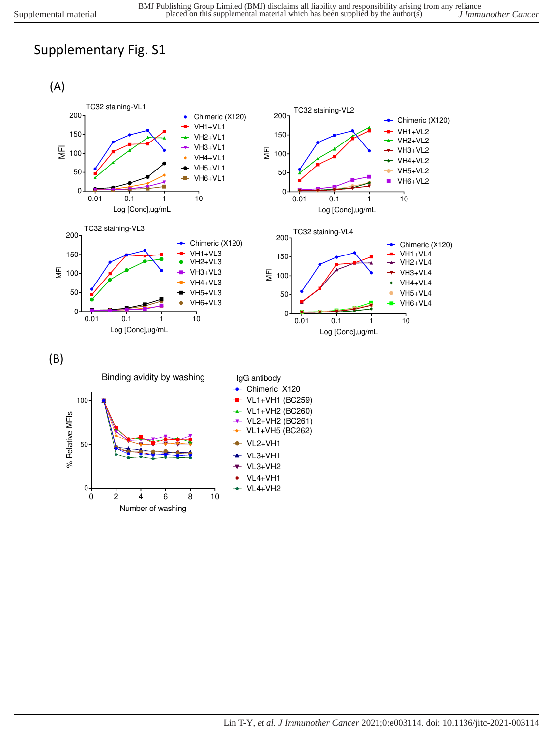# Supplementary Fig. S1

(A)

(B)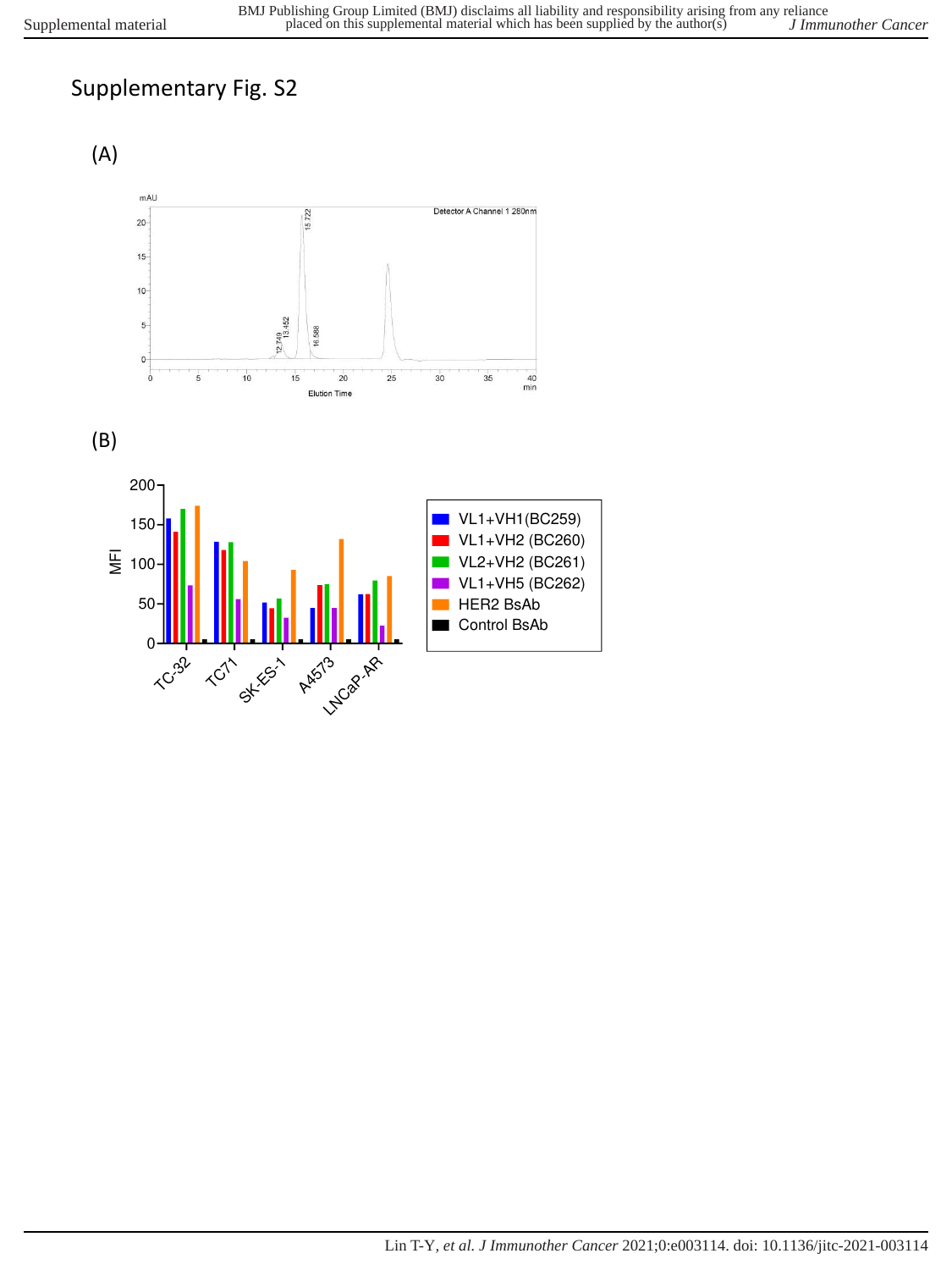# Supplementary Fig. S2

(A)

(B)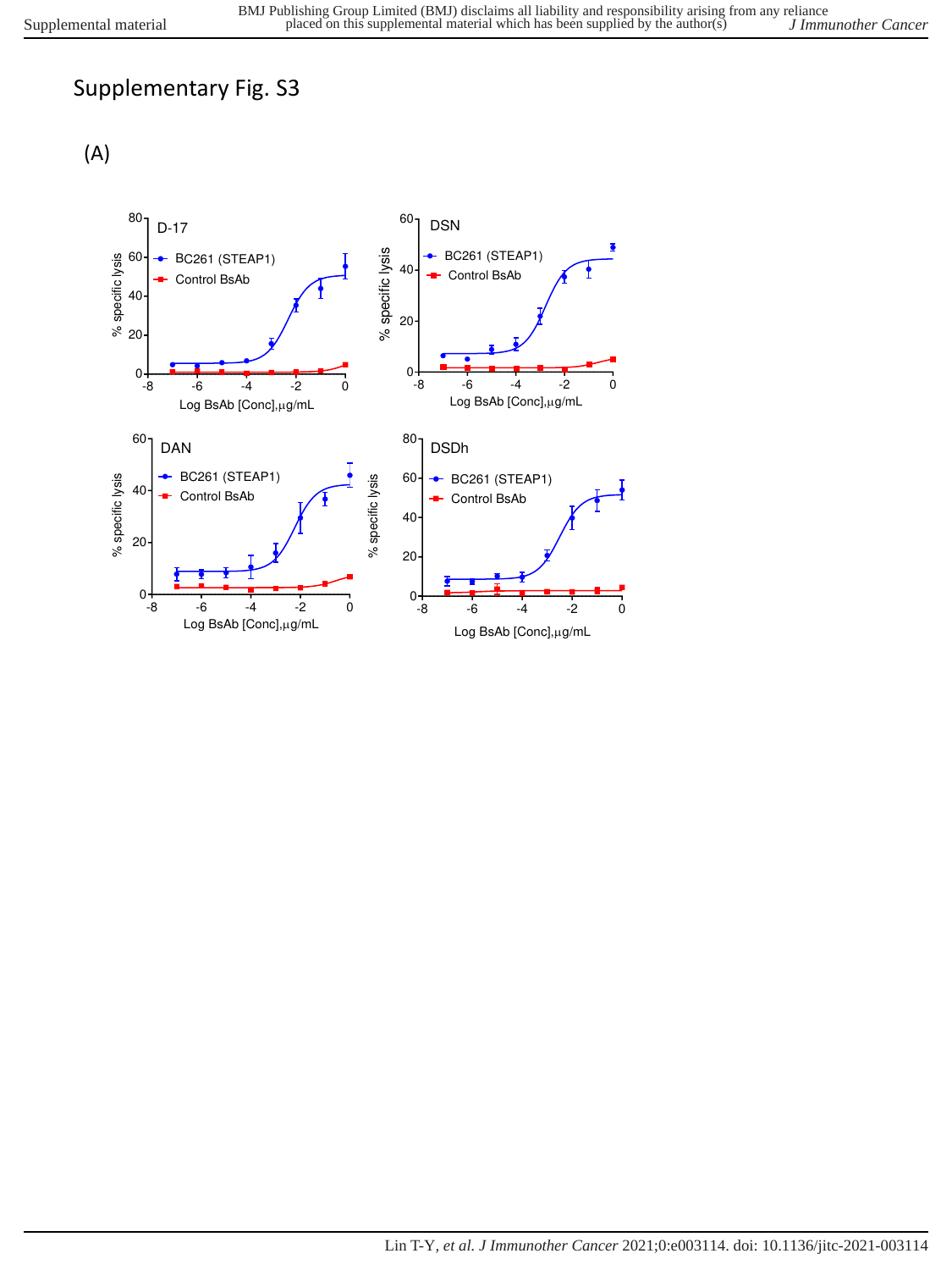# Supplementary Fig. S3

(A)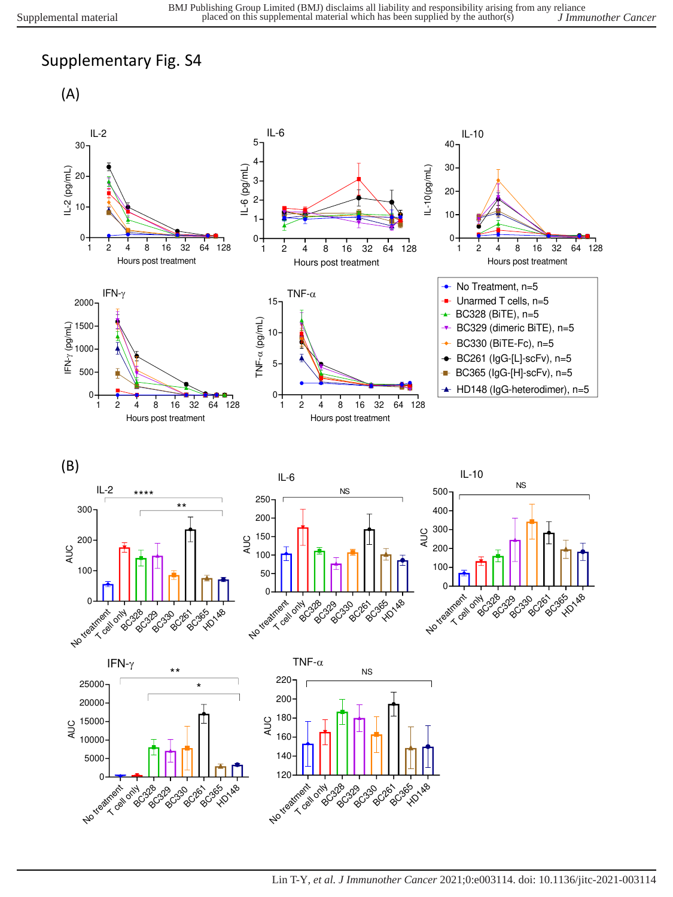Supplementary Fig. S4

(A)

(B)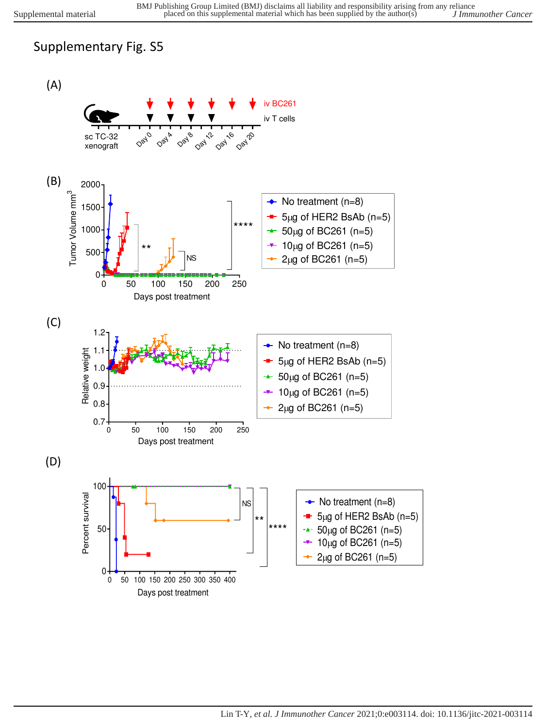# Supplementary Fig. S5

(A)

iv BC261

iv T cells

sc TC-32 xenograft

Day 0 Day 4 Day 8 Day 12 Day 16 Day 20

(B)

(C)

(D)

No treatment (n=8)

5µg of HER2 BsAb (n=5)

50µg of BC261 (n=5)

10µg of BC261 (n=5)

2µg of BC261 (n=5)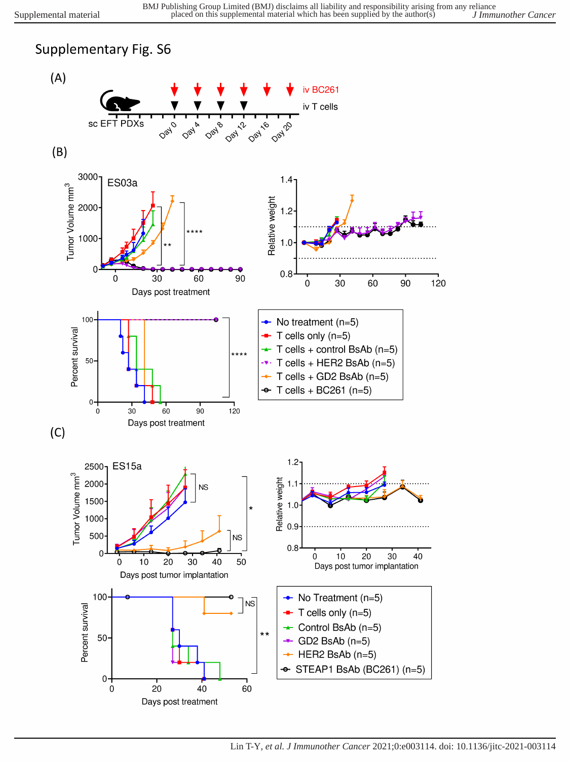## Supplementary Fig. S6

(A)

iv BC261

iv T cells

sc EFT PDXs

Day 0

Day 4

Day 8

Day 12

Day 16

Day 20

(B)

ES03a

Tumor Volume mm$^3$

3000

2000

1000

0

0

30

60

90

Days post treatment

**

****

Relative weight

1.4

1.2

1.0

0.8

0

30

60

90

120

Percent survival

100

50

0

0

30

60

90

120

Days post treatment

****

- No treatment (n=5)
- T cells only (n=5)
- T cells + control BsAb (n=5)
- T cells + HER2 BsAb (n=5)
- T cells + GD2 BsAb (n=5)
- T cells + BC261 (n=5)

(C)

ES15a

Tumor Volume mm$^3$

2500

2000

1500

1000

500

0

0

10

20

30

40

50

Days post tumor implantation

NS

NS

*

Relative weight

1.2

1.1

1.0

0.9

0.8

0

10

20

30

40

Days post tumor implantation

Percent survival

100

50

0

0

20

40

60

Days post treatment

NS

**

- No Treatment (n=5)
- T cells only (n=5)
- Control BsAb (n=5)
- GD2 BsAb (n=5)
- HER2 BsAb (n=5)
- STEAP1 BsAb (BC261) (n=5)